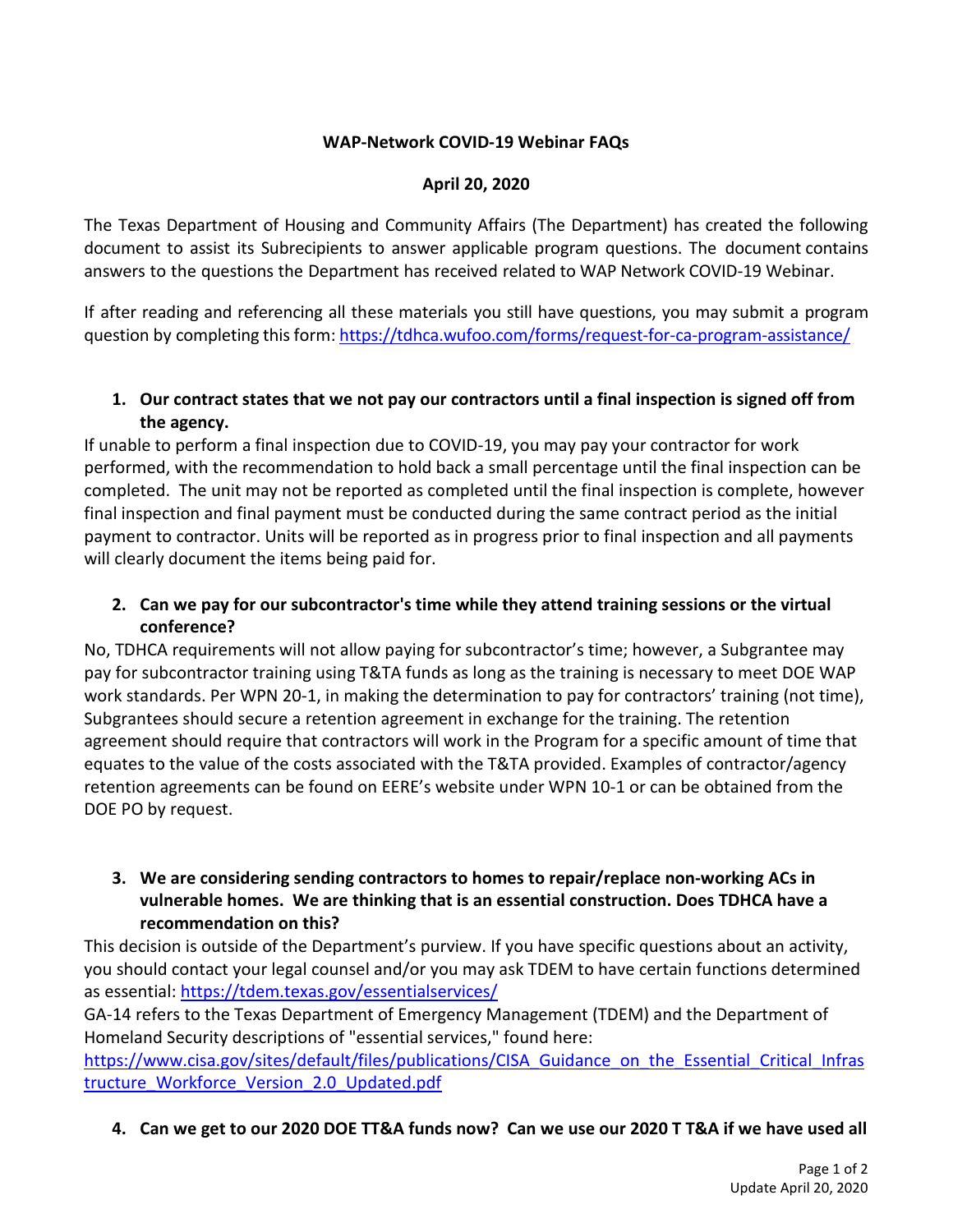**WAP-Network COVID-19 Webinar FAQs**

**April 20, 2020**

The Texas Department of Housing and Community Affairs (The Department) has created the following document to assist its Subrecipients to answer applicable program questions. The document contains answers to the questions the Department has received related to WAP Network COVID-19 Webinar.

If after reading and referencing all these materials you still have questions, you may submit a program question by completing this form: https://tdhca.wufoo.com/forms/request-for-ca-program-assistance/

1. **Our contract states that we not pay our contractors until a final inspection is signed off from the agency.**

If unable to perform a final inspection due to COVID-19, you may pay your contractor for work performed, with the recommendation to hold back a small percentage until the final inspection can be completed. The unit may not be reported as completed until the final inspection is complete, however final inspection and final payment must be conducted during the same contract period as the initial payment to contractor. Units will be reported as in progress prior to final inspection and all payments will clearly document the items being paid for.

2. **Can we pay for our subcontractor's time while they attend training sessions or the virtual conference?**

No, TDHCA requirements will not allow paying for subcontractor's time; however, a Subgrantee may pay for subcontractor training using T&TA funds as long as the training is necessary to meet DOE WAP work standards. Per WPN 20-1, in making the determination to pay for contractors' training (not time), Subgrantees should secure a retention agreement in exchange for the training. The retention agreement should require that contractors will work in the Program for a specific amount of time that equates to the value of the costs associated with the T&TA provided. Examples of contractor/agency retention agreements can be found on EERE's website under WPN 10-1 or can be obtained from the DOE PO by request.

3. **We are considering sending contractors to homes to repair/replace non-working ACs in vulnerable homes. We are thinking that is an essential construction. Does TDHCA have a recommendation on this?**

This decision is outside of the Department's purview. If you have specific questions about an activity, you should contact your legal counsel and/or you may ask TDEM to have certain functions determined as essential: https://tdem.texas.gov/essentialservices/

GA-14 refers to the Texas Department of Emergency Management (TDEM) and the Department of Homeland Security descriptions of "essential services," found here: https://www.cisa.gov/sites/default/files/publications/CISA_Guidance_on_the_Essential_Critical_Infrastructure_Workforce_Version_2.0_Updated.pdf

4. **Can we get to our 2020 DOE TT&A funds now? Can we use our 2020 T T&A if we have used all**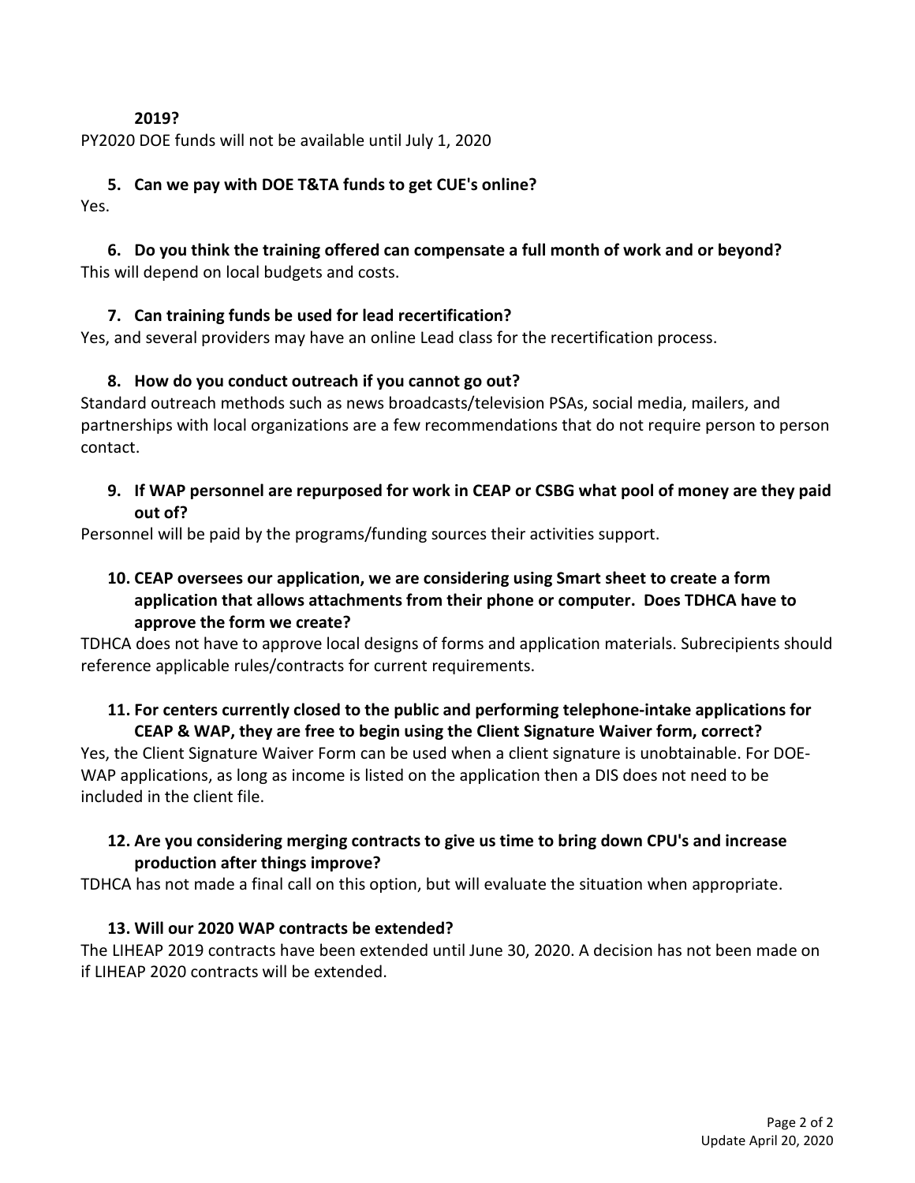**2019?**

PY2020 DOE funds will not be available until July 1, 2020

5. **Can we pay with DOE T&TA funds to get CUE's online?**

Yes.

6. **Do you think the training offered can compensate a full month of work and or beyond?**

This will depend on local budgets and costs.

7. **Can training funds be used for lead recertification?**

Yes, and several providers may have an online Lead class for the recertification process.

8. **How do you conduct outreach if you cannot go out?**

Standard outreach methods such as news broadcasts/television PSAs, social media, mailers, and partnerships with local organizations are a few recommendations that do not require person to person contact.

9. **If WAP personnel are repurposed for work in CEAP or CSBG what pool of money are they paid out of?**

Personnel will be paid by the programs/funding sources their activities support.

10. **CEAP oversees our application, we are considering using Smart sheet to create a form application that allows attachments from their phone or computer. Does TDHCA have to approve the form we create?**

TDHCA does not have to approve local designs of forms and application materials. Subrecipients should reference applicable rules/contracts for current requirements.

11. **For centers currently closed to the public and performing telephone-intake applications for CEAP & WAP, they are free to begin using the Client Signature Waiver form, correct?**

Yes, the Client Signature Waiver Form can be used when a client signature is unobtainable. For DOE-WAP applications, as long as income is listed on the application then a DIS does not need to be included in the client file.

12. **Are you considering merging contracts to give us time to bring down CPU's and increase production after things improve?**

TDHCA has not made a final call on this option, but will evaluate the situation when appropriate.

13. **Will our 2020 WAP contracts be extended?**

The LIHEAP 2019 contracts have been extended until June 30, 2020. A decision has not been made on if LIHEAP 2020 contracts will be extended.

Update April 20, 2020